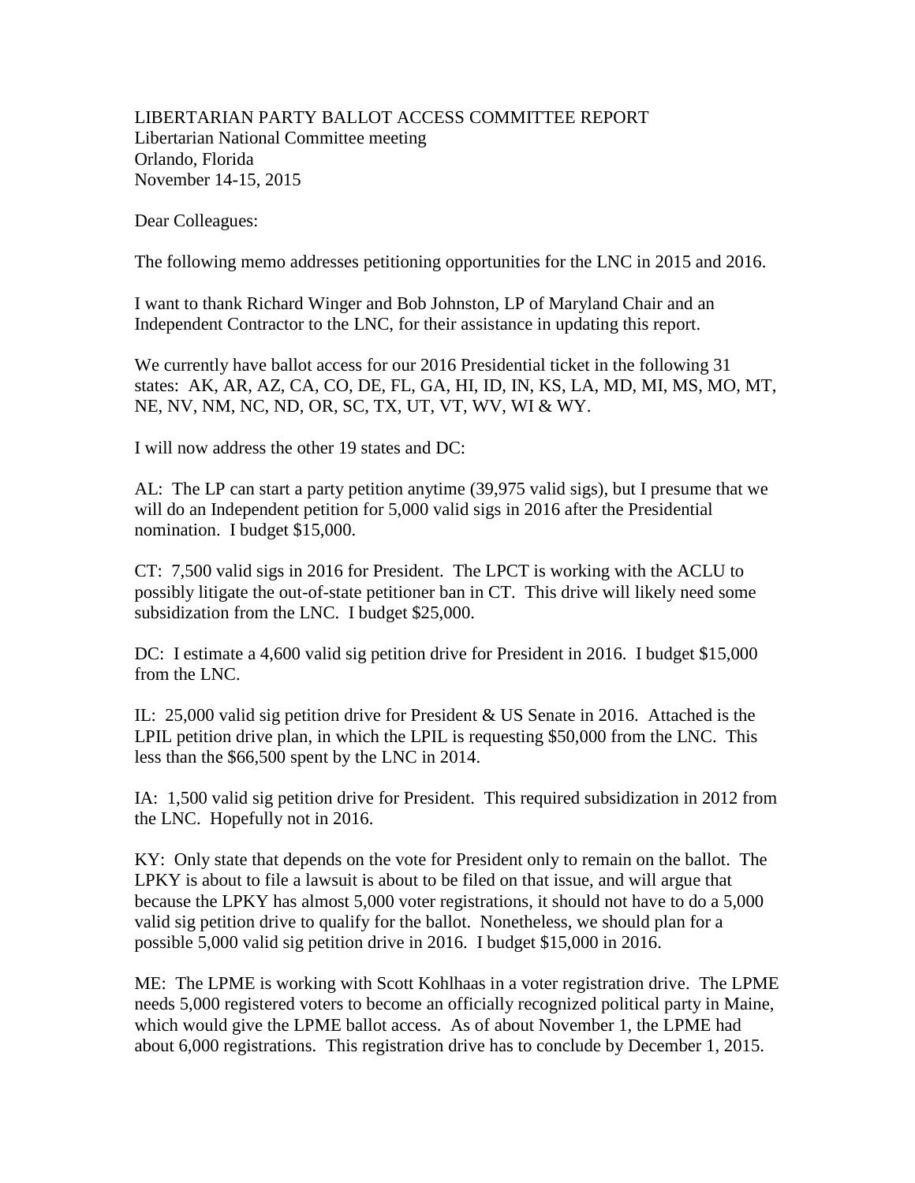LIBERTARIAN PARTY BALLOT ACCESS COMMITTEE REPORT
Libertarian National Committee meeting
Orlando, Florida
November 14-15, 2015

Dear Colleagues:

The following memo addresses petitioning opportunities for the LNC in 2015 and 2016.

I want to thank Richard Winger and Bob Johnston, LP of Maryland Chair and an Independent Contractor to the LNC, for their assistance in updating this report.

We currently have ballot access for our 2016 Presidential ticket in the following 31 states: AK, AR, AZ, CA, CO, DE, FL, GA, HI, ID, IN, KS, LA, MD, MI, MS, MO, MT, NE, NV, NM, NC, ND, OR, SC, TX, UT, VT, WV, WI & WY.

I will now address the other 19 states and DC:

AL: The LP can start a party petition anytime (39,975 valid sigs), but I presume that we will do an Independent petition for 5,000 valid sigs in 2016 after the Presidential nomination. I budget $15,000.

CT: 7,500 valid sigs in 2016 for President. The LPCT is working with the ACLU to possibly litigate the out-of-state petitioner ban in CT. This drive will likely need some subsidization from the LNC. I budget $25,000.

DC: I estimate a 4,600 valid sig petition drive for President in 2016. I budget $15,000 from the LNC.

IL: 25,000 valid sig petition drive for President & US Senate in 2016. Attached is the LPIL petition drive plan, in which the LPIL is requesting $50,000 from the LNC. This less than the $66,500 spent by the LNC in 2014.

IA: 1,500 valid sig petition drive for President. This required subsidization in 2012 from the LNC. Hopefully not in 2016.

KY: Only state that depends on the vote for President only to remain on the ballot. The LPKY is about to file a lawsuit is about to be filed on that issue, and will argue that because the LPKY has almost 5,000 voter registrations, it should not have to do a 5,000 valid sig petition drive to qualify for the ballot. Nonetheless, we should plan for a possible 5,000 valid sig petition drive in 2016. I budget $15,000 in 2016.

ME: The LPME is working with Scott Kohlhaas in a voter registration drive. The LPME needs 5,000 registered voters to become an officially recognized political party in Maine, which would give the LPME ballot access. As of about November 1, the LPME had about 6,000 registrations. This registration drive has to conclude by December 1, 2015.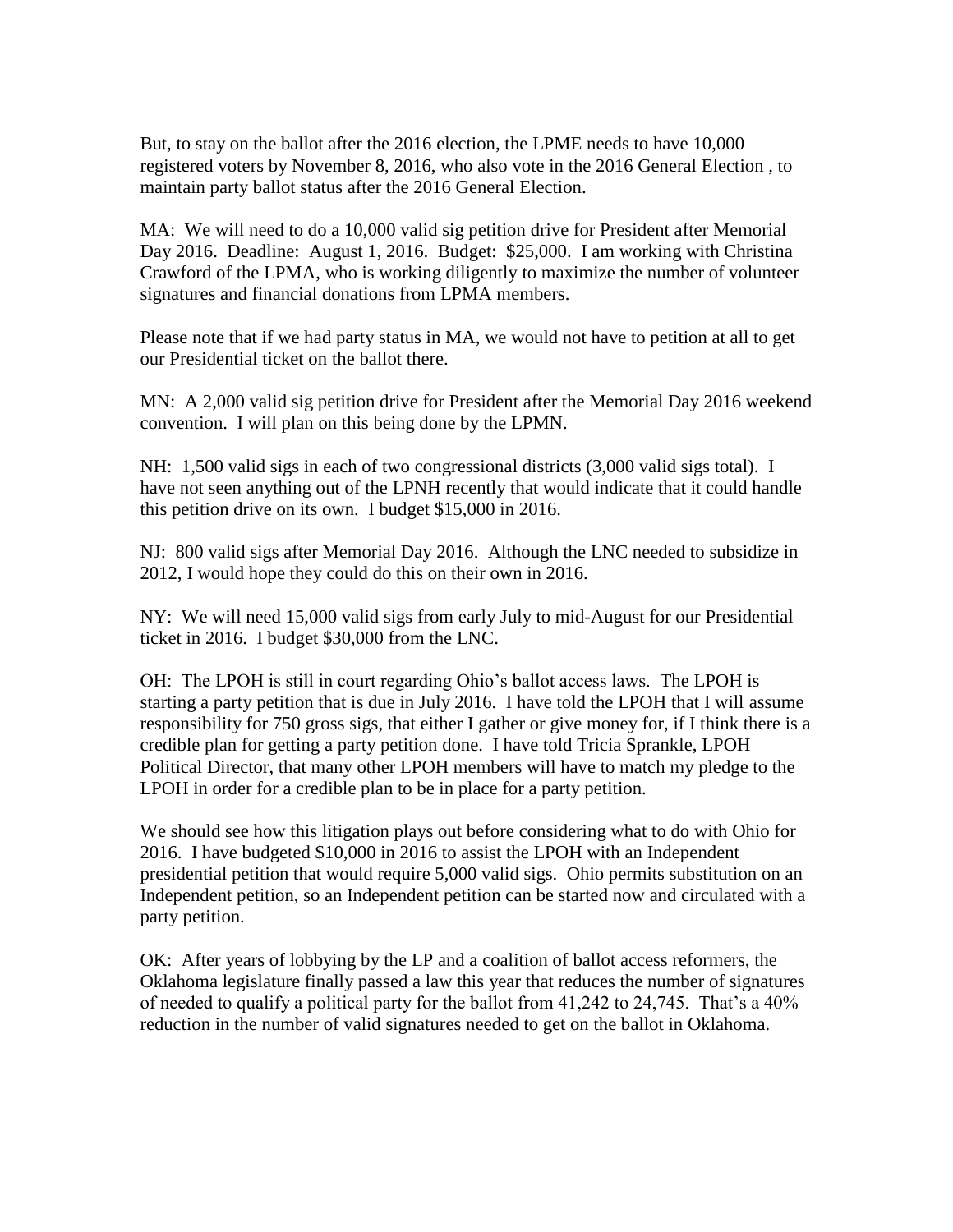But, to stay on the ballot after the 2016 election, the LPME needs to have 10,000 registered voters by November 8, 2016, who also vote in the 2016 General Election , to maintain party ballot status after the 2016 General Election.

MA: We will need to do a 10,000 valid sig petition drive for President after Memorial Day 2016. Deadline: August 1, 2016. Budget: $25,000. I am working with Christina Crawford of the LPMA, who is working diligently to maximize the number of volunteer signatures and financial donations from LPMA members.

Please note that if we had party status in MA, we would not have to petition at all to get our Presidential ticket on the ballot there.

MN: A 2,000 valid sig petition drive for President after the Memorial Day 2016 weekend convention. I will plan on this being done by the LPMN.

NH: 1,500 valid sigs in each of two congressional districts (3,000 valid sigs total). I have not seen anything out of the LPNH recently that would indicate that it could handle this petition drive on its own. I budget $15,000 in 2016.

NJ: 800 valid sigs after Memorial Day 2016. Although the LNC needed to subsidize in 2012, I would hope they could do this on their own in 2016.

NY: We will need 15,000 valid sigs from early July to mid-August for our Presidential ticket in 2016. I budget $30,000 from the LNC.

OH: The LPOH is still in court regarding Ohio's ballot access laws. The LPOH is starting a party petition that is due in July 2016. I have told the LPOH that I will assume responsibility for 750 gross sigs, that either I gather or give money for, if I think there is a credible plan for getting a party petition done. I have told Tricia Sprankle, LPOH Political Director, that many other LPOH members will have to match my pledge to the LPOH in order for a credible plan to be in place for a party petition.

We should see how this litigation plays out before considering what to do with Ohio for 2016. I have budgeted $10,000 in 2016 to assist the LPOH with an Independent presidential petition that would require 5,000 valid sigs. Ohio permits substitution on an Independent petition, so an Independent petition can be started now and circulated with a party petition.

OK: After years of lobbying by the LP and a coalition of ballot access reformers, the Oklahoma legislature finally passed a law this year that reduces the number of signatures of needed to qualify a political party for the ballot from 41,242 to 24,745. That's a 40% reduction in the number of valid signatures needed to get on the ballot in Oklahoma.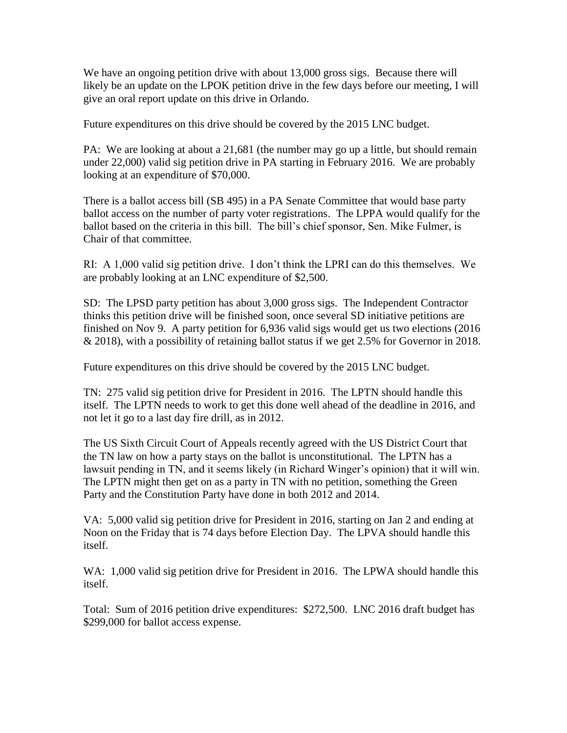We have an ongoing petition drive with about 13,000 gross sigs. Because there will likely be an update on the LPOK petition drive in the few days before our meeting, I will give an oral report update on this drive in Orlando.

Future expenditures on this drive should be covered by the 2015 LNC budget.

PA: We are looking at about a 21,681 (the number may go up a little, but should remain under 22,000) valid sig petition drive in PA starting in February 2016. We are probably looking at an expenditure of $70,000.

There is a ballot access bill (SB 495) in a PA Senate Committee that would base party ballot access on the number of party voter registrations. The LPPA would qualify for the ballot based on the criteria in this bill. The bill's chief sponsor, Sen. Mike Fulmer, is Chair of that committee.

RI: A 1,000 valid sig petition drive. I don't think the LPRI can do this themselves. We are probably looking at an LNC expenditure of $2,500.

SD: The LPSD party petition has about 3,000 gross sigs. The Independent Contractor thinks this petition drive will be finished soon, once several SD initiative petitions are finished on Nov 9. A party petition for 6,936 valid sigs would get us two elections (2016 & 2018), with a possibility of retaining ballot status if we get 2.5% for Governor in 2018.

Future expenditures on this drive should be covered by the 2015 LNC budget.

TN: 275 valid sig petition drive for President in 2016. The LPTN should handle this itself. The LPTN needs to work to get this done well ahead of the deadline in 2016, and not let it go to a last day fire drill, as in 2012.

The US Sixth Circuit Court of Appeals recently agreed with the US District Court that the TN law on how a party stays on the ballot is unconstitutional. The LPTN has a lawsuit pending in TN, and it seems likely (in Richard Winger's opinion) that it will win. The LPTN might then get on as a party in TN with no petition, something the Green Party and the Constitution Party have done in both 2012 and 2014.

VA: 5,000 valid sig petition drive for President in 2016, starting on Jan 2 and ending at Noon on the Friday that is 74 days before Election Day. The LPVA should handle this itself.

WA: 1,000 valid sig petition drive for President in 2016. The LPWA should handle this itself.

Total: Sum of 2016 petition drive expenditures: $272,500. LNC 2016 draft budget has $299,000 for ballot access expense.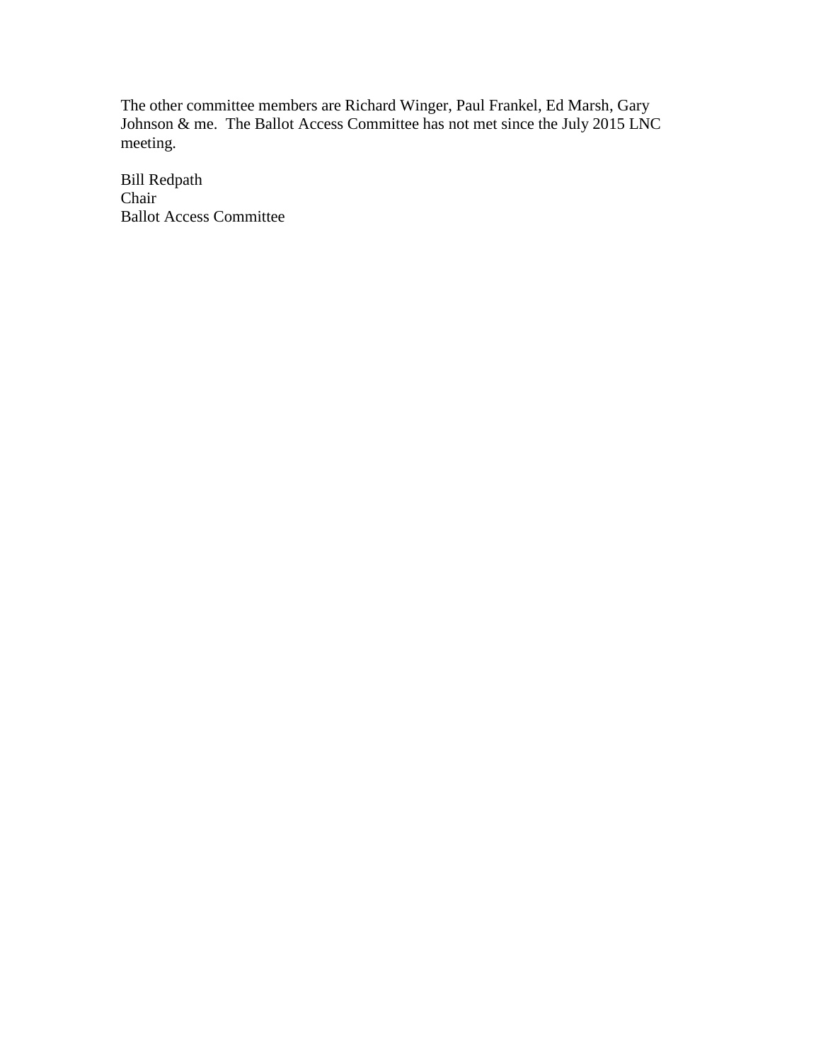The other committee members are Richard Winger, Paul Frankel, Ed Marsh, Gary Johnson & me. The Ballot Access Committee has not met since the July 2015 LNC meeting.

Bill Redpath
Chair
Ballot Access Committee